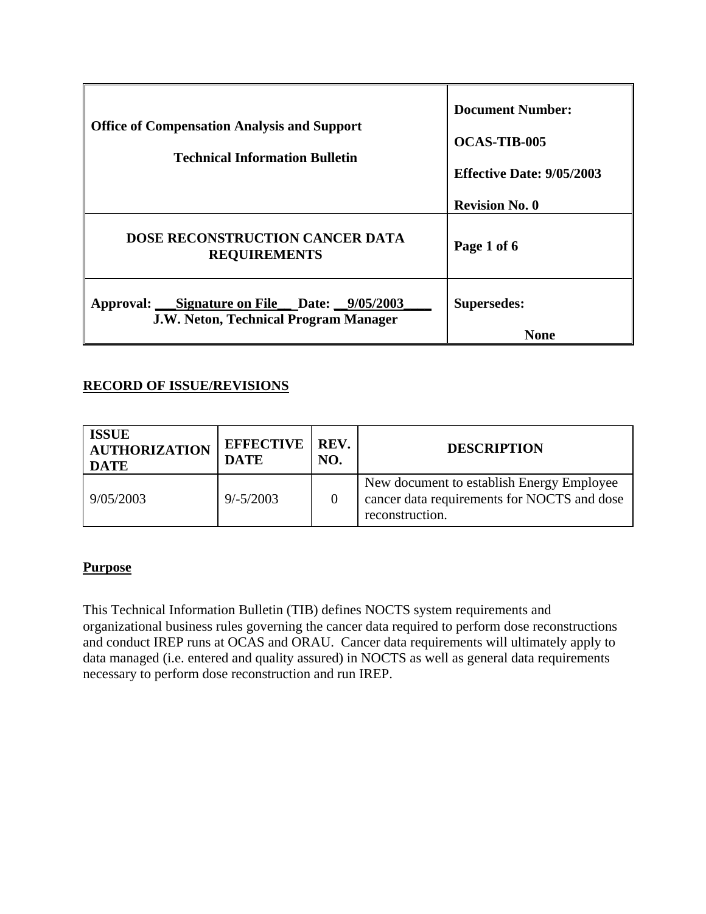| Office of Compensation Analysis and Support<br><br>Technical Information Bulletin | Document Number:<br><br>OCAS-TIB-005<br><br>Effective Date: 9/05/2003<br><br>Revision No. 0 |
|---|---|
| DOSE RECONSTRUCTION CANCER DATA REQUIREMENTS | Page 1 of 6 |
| Approval: \_\_\_Signature on File\_\_ Date: \_\_9/05/2003\_\_\_\_<br>J.W. Neton, Technical Program Manager | Supersedes:<br><br>None |

**RECORD OF ISSUE/REVISIONS**

| ISSUE AUTHORIZATION DATE | EFFECTIVE DATE | REV. NO. | DESCRIPTION |
|---|---|---|---|
| 9/05/2003 | 9/-5/2003 | 0 | New document to establish Energy Employee cancer data requirements for NOCTS and dose reconstruction. |

**Purpose**

This Technical Information Bulletin (TIB) defines NOCTS system requirements and organizational business rules governing the cancer data required to perform dose reconstructions and conduct IREP runs at OCAS and ORAU. Cancer data requirements will ultimately apply to data managed (i.e. entered and quality assured) in NOCTS as well as general data requirements necessary to perform dose reconstruction and run IREP.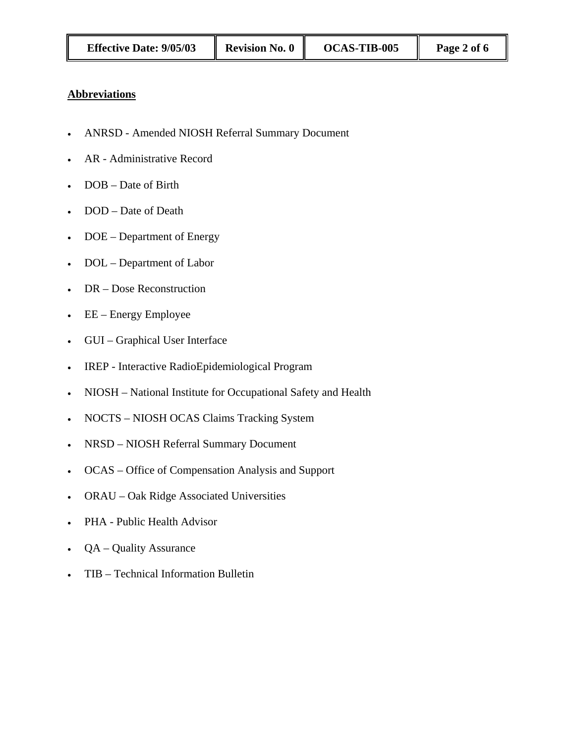**Abbreviations**

- ANRSD - Amended NIOSH Referral Summary Document
- AR - Administrative Record
- DOB – Date of Birth
- DOD – Date of Death
- DOE – Department of Energy
- DOL – Department of Labor
- DR – Dose Reconstruction
- EE – Energy Employee
- GUI – Graphical User Interface
- IREP - Interactive RadioEpidemiological Program
- NIOSH – National Institute for Occupational Safety and Health
- NOCTS – NIOSH OCAS Claims Tracking System
- NRSD – NIOSH Referral Summary Document
- OCAS – Office of Compensation Analysis and Support
- ORAU – Oak Ridge Associated Universities
- PHA - Public Health Advisor
- QA – Quality Assurance
- TIB – Technical Information Bulletin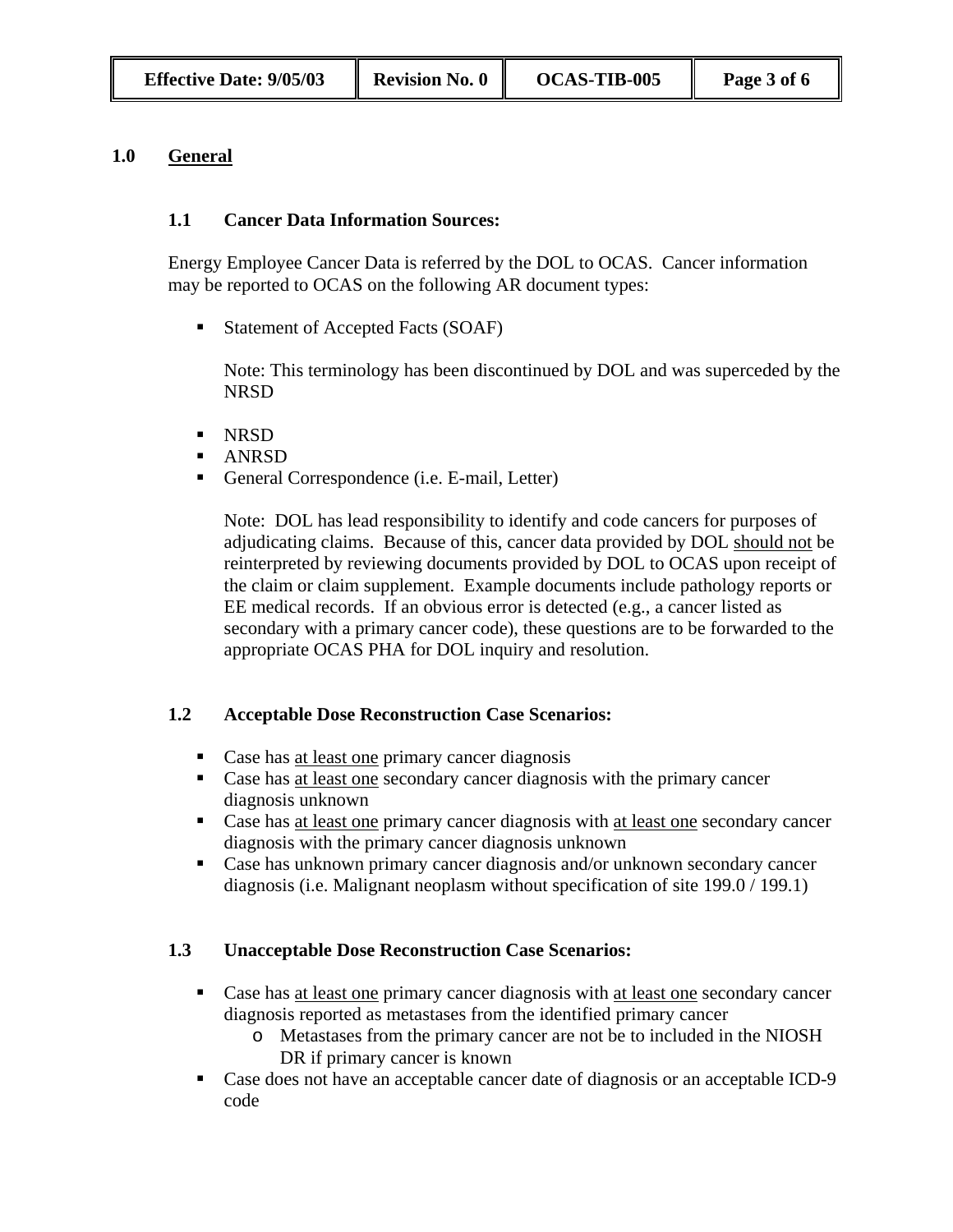## 1.0 General

### 1.1 Cancer Data Information Sources:

Energy Employee Cancer Data is referred by the DOL to OCAS. Cancer information may be reported to OCAS on the following AR document types:

- Statement of Accepted Facts (SOAF)

  Note: This terminology has been discontinued by DOL and was superceded by the NRSD

- NRSD
- ANRSD
- General Correspondence (i.e. E-mail, Letter)

  Note: DOL has lead responsibility to identify and code cancers for purposes of adjudicating claims. Because of this, cancer data provided by DOL should not be reinterpreted by reviewing documents provided by DOL to OCAS upon receipt of the claim or claim supplement. Example documents include pathology reports or EE medical records. If an obvious error is detected (e.g., a cancer listed as secondary with a primary cancer code), these questions are to be forwarded to the appropriate OCAS PHA for DOL inquiry and resolution.

### 1.2 Acceptable Dose Reconstruction Case Scenarios:

- Case has at least one primary cancer diagnosis
- Case has at least one secondary cancer diagnosis with the primary cancer diagnosis unknown
- Case has at least one primary cancer diagnosis with at least one secondary cancer diagnosis with the primary cancer diagnosis unknown
- Case has unknown primary cancer diagnosis and/or unknown secondary cancer diagnosis (i.e. Malignant neoplasm without specification of site 199.0 / 199.1)

### 1.3 Unacceptable Dose Reconstruction Case Scenarios:

- Case has at least one primary cancer diagnosis with at least one secondary cancer diagnosis reported as metastases from the identified primary cancer
  - Metastases from the primary cancer are not be to included in the NIOSH DR if primary cancer is known
- Case does not have an acceptable cancer date of diagnosis or an acceptable ICD-9 code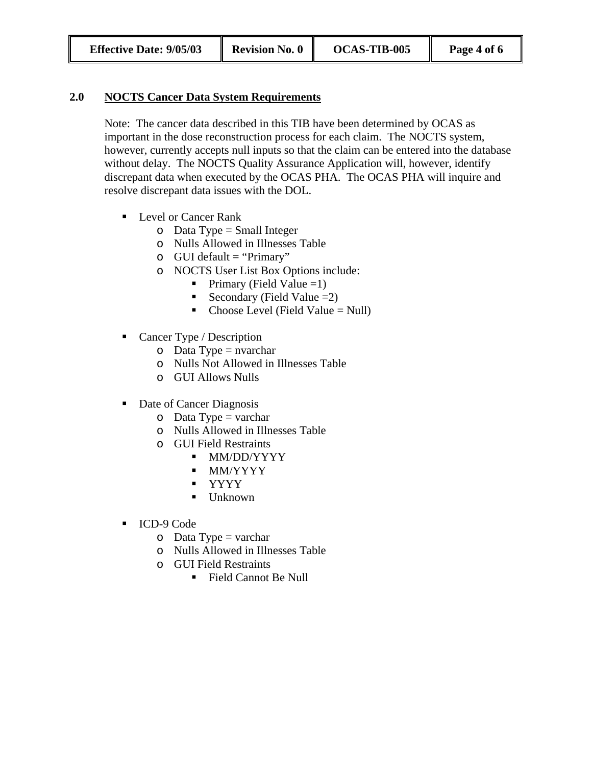## 2.0 NOCTS Cancer Data System Requirements

Note: The cancer data described in this TIB have been determined by OCAS as important in the dose reconstruction process for each claim. The NOCTS system, however, currently accepts null inputs so that the claim can be entered into the database without delay. The NOCTS Quality Assurance Application will, however, identify discrepant data when executed by the OCAS PHA. The OCAS PHA will inquire and resolve discrepant data issues with the DOL.

- Level or Cancer Rank
  - Data Type = Small Integer
  - Nulls Allowed in Illnesses Table
  - GUI default = "Primary"
  - NOCTS User List Box Options include:
    - Primary (Field Value =1)
    - Secondary (Field Value =2)
    - Choose Level (Field Value = Null)

- Cancer Type / Description
  - Data Type = nvarchar
  - Nulls Not Allowed in Illnesses Table
  - GUI Allows Nulls

- Date of Cancer Diagnosis
  - Data Type = varchar
  - Nulls Allowed in Illnesses Table
  - GUI Field Restraints
    - MM/DD/YYYY
    - MM/YYYY
    - YYYY
    - Unknown

- ICD-9 Code
  - Data Type = varchar
  - Nulls Allowed in Illnesses Table
  - GUI Field Restraints
    - Field Cannot Be Null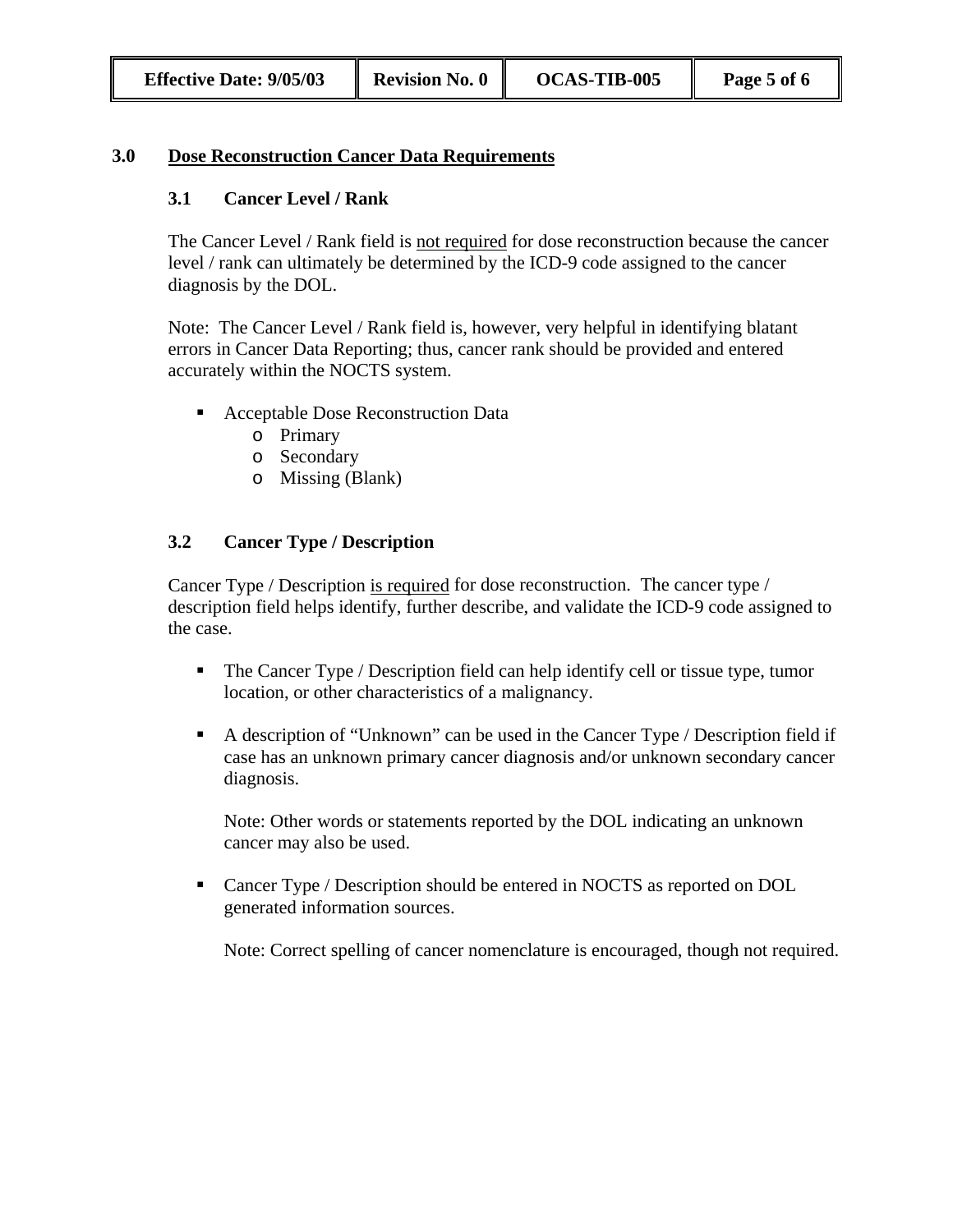## 3.0 <u>Dose Reconstruction Cancer Data Requirements</u>

### 3.1 Cancer Level / Rank

The Cancer Level / Rank field is <u>not required</u> for dose reconstruction because the cancer level / rank can ultimately be determined by the ICD-9 code assigned to the cancer diagnosis by the DOL.

Note: The Cancer Level / Rank field is, however, very helpful in identifying blatant errors in Cancer Data Reporting; thus, cancer rank should be provided and entered accurately within the NOCTS system.

- Acceptable Dose Reconstruction Data
  - Primary
  - Secondary
  - Missing (Blank)

### 3.2 Cancer Type / Description

Cancer Type / Description <u>is required</u> for dose reconstruction. The cancer type / description field helps identify, further describe, and validate the ICD-9 code assigned to the case.

- The Cancer Type / Description field can help identify cell or tissue type, tumor location, or other characteristics of a malignancy.

- A description of "Unknown" can be used in the Cancer Type / Description field if case has an unknown primary cancer diagnosis and/or unknown secondary cancer diagnosis.

  Note: Other words or statements reported by the DOL indicating an unknown cancer may also be used.

- Cancer Type / Description should be entered in NOCTS as reported on DOL generated information sources.

  Note: Correct spelling of cancer nomenclature is encouraged, though not required.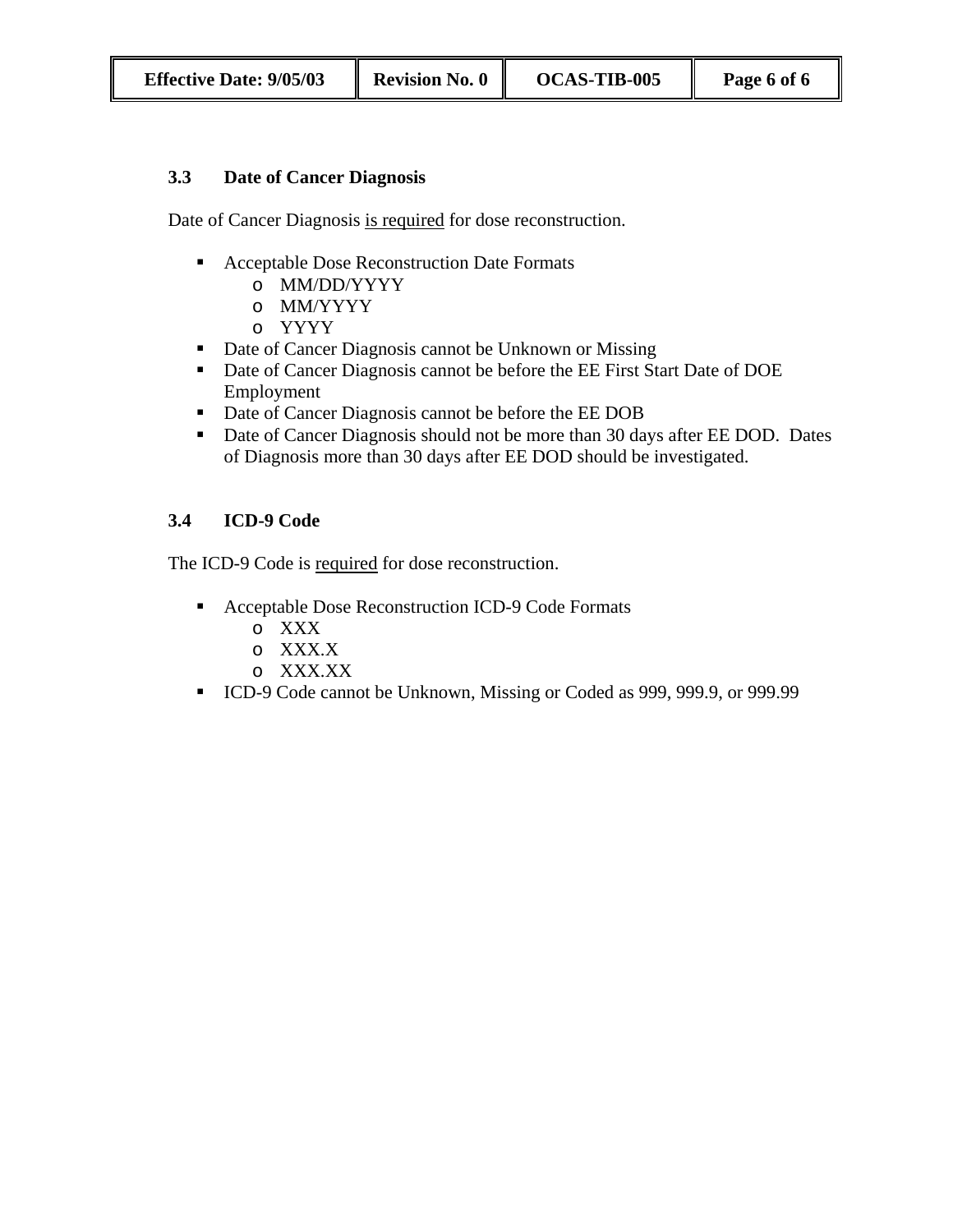### 3.3 Date of Cancer Diagnosis

Date of Cancer Diagnosis is required for dose reconstruction.

- Acceptable Dose Reconstruction Date Formats
  - MM/DD/YYYY
  - MM/YYYY
  - YYYY
- Date of Cancer Diagnosis cannot be Unknown or Missing
- Date of Cancer Diagnosis cannot be before the EE First Start Date of DOE Employment
- Date of Cancer Diagnosis cannot be before the EE DOB
- Date of Cancer Diagnosis should not be more than 30 days after EE DOD. Dates of Diagnosis more than 30 days after EE DOD should be investigated.

### 3.4 ICD-9 Code

The ICD-9 Code is required for dose reconstruction.

- Acceptable Dose Reconstruction ICD-9 Code Formats
  - XXX
  - XXX.X
  - XXX.XX
- ICD-9 Code cannot be Unknown, Missing or Coded as 999, 999.9, or 999.99